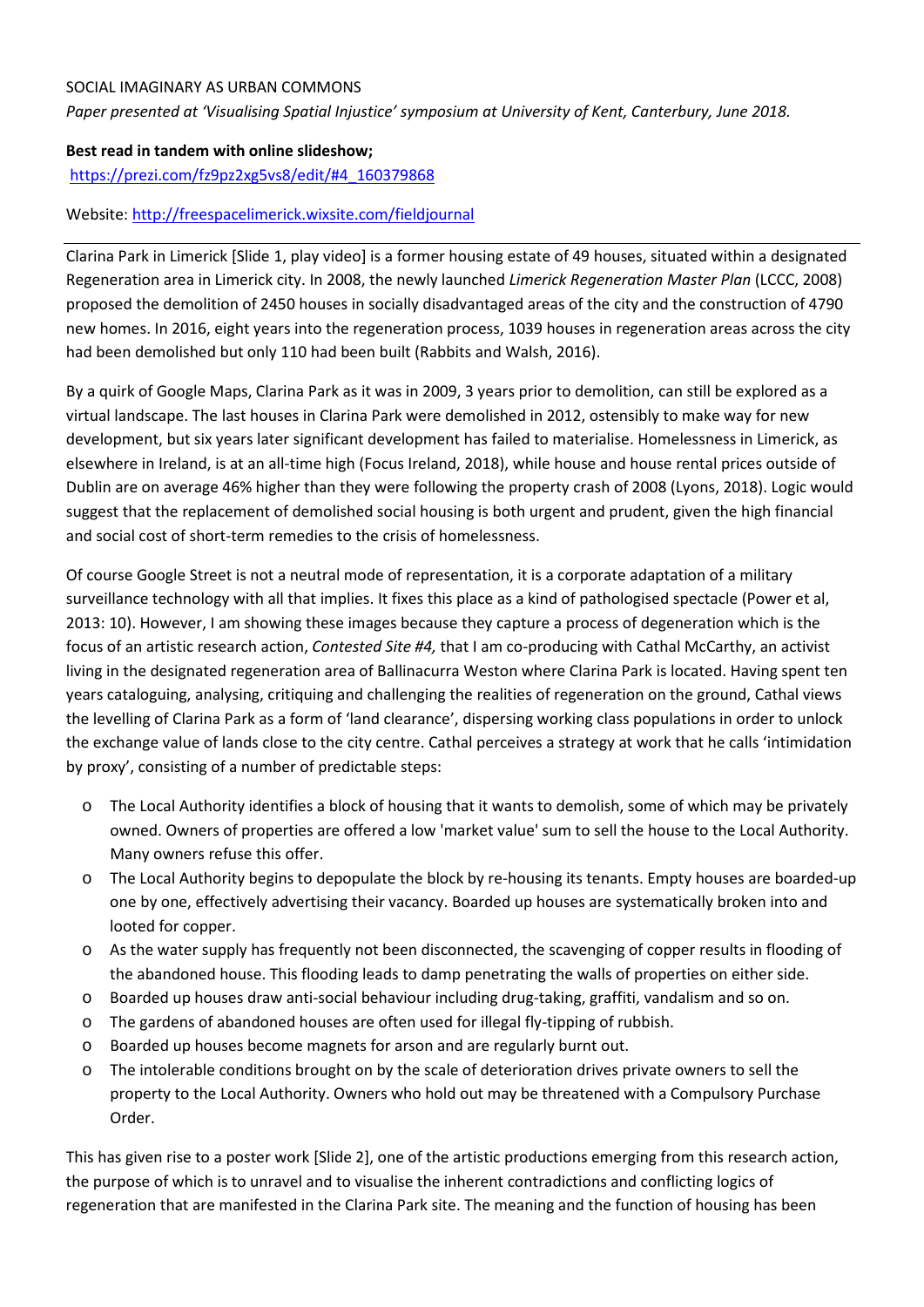SOCIAL IMAGINARY AS URBAN COMMONS

*Paper presented at 'Visualising Spatial Injustice' symposium at University of Kent, Canterbury, June 2018.*

**Best read in tandem with online slideshow;**
https://prezi.com/fz9pz2xg5vs8/edit/#4_160379868

Website: http://freespacelimerick.wixsite.com/fieldjournal

---

Clarina Park in Limerick [Slide 1, play video] is a former housing estate of 49 houses, situated within a designated Regeneration area in Limerick city. In 2008, the newly launched *Limerick Regeneration Master Plan* (LCCC, 2008) proposed the demolition of 2450 houses in socially disadvantaged areas of the city and the construction of 4790 new homes. In 2016, eight years into the regeneration process, 1039 houses in regeneration areas across the city had been demolished but only 110 had been built (Rabbits and Walsh, 2016).

By a quirk of Google Maps, Clarina Park as it was in 2009, 3 years prior to demolition, can still be explored as a virtual landscape. The last houses in Clarina Park were demolished in 2012, ostensibly to make way for new development, but six years later significant development has failed to materialise. Homelessness in Limerick, as elsewhere in Ireland, is at an all-time high (Focus Ireland, 2018), while house and house rental prices outside of Dublin are on average 46% higher than they were following the property crash of 2008 (Lyons, 2018). Logic would suggest that the replacement of demolished social housing is both urgent and prudent, given the high financial and social cost of short-term remedies to the crisis of homelessness.

Of course Google Street is not a neutral mode of representation, it is a corporate adaptation of a military surveillance technology with all that implies. It fixes this place as a kind of pathologised spectacle (Power et al, 2013: 10). However, I am showing these images because they capture a process of degeneration which is the focus of an artistic research action, *Contested Site #4,* that I am co-producing with Cathal McCarthy, an activist living in the designated regeneration area of Ballinacurra Weston where Clarina Park is located. Having spent ten years cataloguing, analysing, critiquing and challenging the realities of regeneration on the ground, Cathal views the levelling of Clarina Park as a form of 'land clearance', dispersing working class populations in order to unlock the exchange value of lands close to the city centre. Cathal perceives a strategy at work that he calls 'intimidation by proxy', consisting of a number of predictable steps:

- The Local Authority identifies a block of housing that it wants to demolish, some of which may be privately owned. Owners of properties are offered a low 'market value' sum to sell the house to the Local Authority. Many owners refuse this offer.
- The Local Authority begins to depopulate the block by re-housing its tenants. Empty houses are boarded-up one by one, effectively advertising their vacancy. Boarded up houses are systematically broken into and looted for copper.
- As the water supply has frequently not been disconnected, the scavenging of copper results in flooding of the abandoned house. This flooding leads to damp penetrating the walls of properties on either side.
- Boarded up houses draw anti-social behaviour including drug-taking, graffiti, vandalism and so on.
- The gardens of abandoned houses are often used for illegal fly-tipping of rubbish.
- Boarded up houses become magnets for arson and are regularly burnt out.
- The intolerable conditions brought on by the scale of deterioration drives private owners to sell the property to the Local Authority. Owners who hold out may be threatened with a Compulsory Purchase Order.

This has given rise to a poster work [Slide 2], one of the artistic productions emerging from this research action, the purpose of which is to unravel and to visualise the inherent contradictions and conflicting logics of regeneration that are manifested in the Clarina Park site. The meaning and the function of housing has been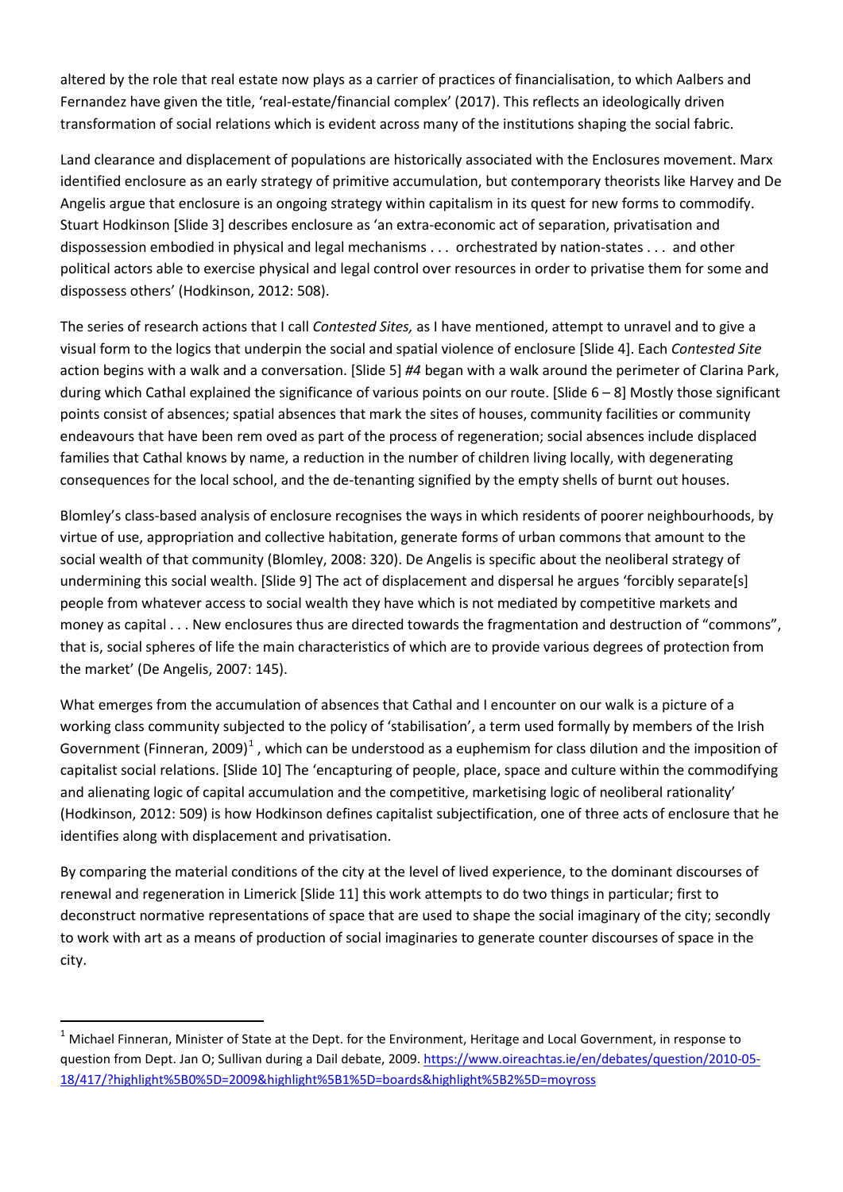altered by the role that real estate now plays as a carrier of practices of financialisation, to which Aalbers and Fernandez have given the title, 'real-estate/financial complex' (2017). This reflects an ideologically driven transformation of social relations which is evident across many of the institutions shaping the social fabric.

Land clearance and displacement of populations are historically associated with the Enclosures movement. Marx identified enclosure as an early strategy of primitive accumulation, but contemporary theorists like Harvey and De Angelis argue that enclosure is an ongoing strategy within capitalism in its quest for new forms to commodify. Stuart Hodkinson [Slide 3] describes enclosure as 'an extra-economic act of separation, privatisation and dispossession embodied in physical and legal mechanisms . . . orchestrated by nation-states . . . and other political actors able to exercise physical and legal control over resources in order to privatise them for some and dispossess others' (Hodkinson, 2012: 508).

The series of research actions that I call *Contested Sites,* as I have mentioned, attempt to unravel and to give a visual form to the logics that underpin the social and spatial violence of enclosure [Slide 4]. Each *Contested Site* action begins with a walk and a conversation. [Slide 5] *#4* began with a walk around the perimeter of Clarina Park, during which Cathal explained the significance of various points on our route. [Slide 6 – 8] Mostly those significant points consist of absences; spatial absences that mark the sites of houses, community facilities or community endeavours that have been rem oved as part of the process of regeneration; social absences include displaced families that Cathal knows by name, a reduction in the number of children living locally, with degenerating consequences for the local school, and the de-tenanting signified by the empty shells of burnt out houses.

Blomley's class-based analysis of enclosure recognises the ways in which residents of poorer neighbourhoods, by virtue of use, appropriation and collective habitation, generate forms of urban commons that amount to the social wealth of that community (Blomley, 2008: 320). De Angelis is specific about the neoliberal strategy of undermining this social wealth. [Slide 9] The act of displacement and dispersal he argues 'forcibly separate[s] people from whatever access to social wealth they have which is not mediated by competitive markets and money as capital . . . New enclosures thus are directed towards the fragmentation and destruction of "commons", that is, social spheres of life the main characteristics of which are to provide various degrees of protection from the market' (De Angelis, 2007: 145).

What emerges from the accumulation of absences that Cathal and I encounter on our walk is a picture of a working class community subjected to the policy of 'stabilisation', a term used formally by members of the Irish Government (Finneran, 2009)[1] , which can be understood as a euphemism for class dilution and the imposition of capitalist social relations. [Slide 10] The 'encapturing of people, place, space and culture within the commodifying and alienating logic of capital accumulation and the competitive, marketising logic of neoliberal rationality' (Hodkinson, 2012: 509) is how Hodkinson defines capitalist subjectification, one of three acts of enclosure that he identifies along with displacement and privatisation.

By comparing the material conditions of the city at the level of lived experience, to the dominant discourses of renewal and regeneration in Limerick [Slide 11] this work attempts to do two things in particular; first to deconstruct normative representations of space that are used to shape the social imaginary of the city; secondly to work with art as a means of production of social imaginaries to generate counter discourses of space in the city.

---

[1] Michael Finneran, Minister of State at the Dept. for the Environment, Heritage and Local Government, in response to question from Dept. Jan O; Sullivan during a Dail debate, 2009. https://www.oireachtas.ie/en/debates/question/2010-05-18/417/?highlight%5B0%5D=2009&highlight%5B1%5D=boards&highlight%5B2%5D=moyross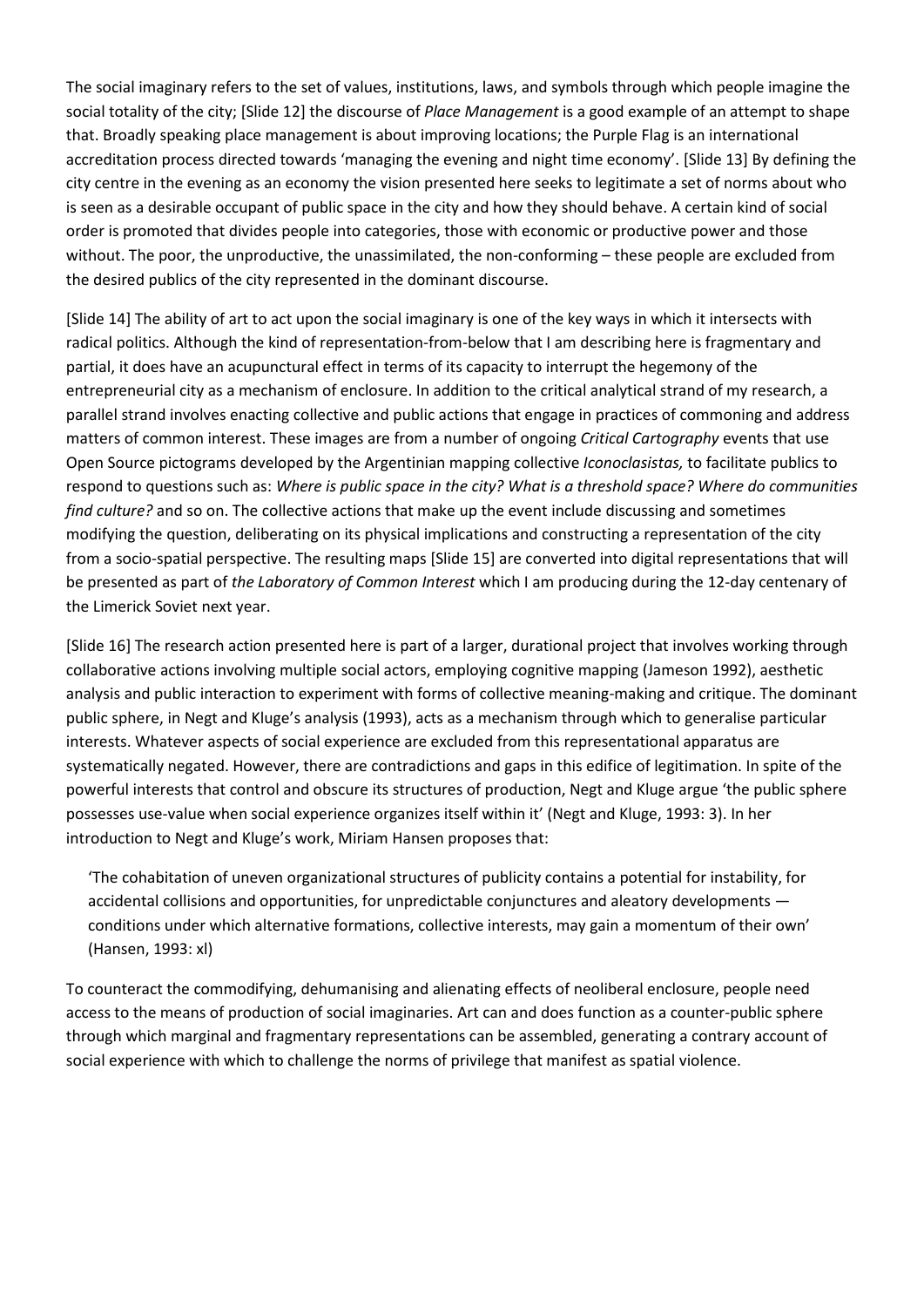The social imaginary refers to the set of values, institutions, laws, and symbols through which people imagine the social totality of the city; [Slide 12] the discourse of *Place Management* is a good example of an attempt to shape that. Broadly speaking place management is about improving locations; the Purple Flag is an international accreditation process directed towards 'managing the evening and night time economy'. [Slide 13] By defining the city centre in the evening as an economy the vision presented here seeks to legitimate a set of norms about who is seen as a desirable occupant of public space in the city and how they should behave. A certain kind of social order is promoted that divides people into categories, those with economic or productive power and those without. The poor, the unproductive, the unassimilated, the non-conforming – these people are excluded from the desired publics of the city represented in the dominant discourse.

[Slide 14] The ability of art to act upon the social imaginary is one of the key ways in which it intersects with radical politics. Although the kind of representation-from-below that I am describing here is fragmentary and partial, it does have an acupunctural effect in terms of its capacity to interrupt the hegemony of the entrepreneurial city as a mechanism of enclosure. In addition to the critical analytical strand of my research, a parallel strand involves enacting collective and public actions that engage in practices of commoning and address matters of common interest. These images are from a number of ongoing *Critical Cartography* events that use Open Source pictograms developed by the Argentinian mapping collective *Iconoclasistas,* to facilitate publics to respond to questions such as: *Where is public space in the city? What is a threshold space? Where do communities find culture?* and so on. The collective actions that make up the event include discussing and sometimes modifying the question, deliberating on its physical implications and constructing a representation of the city from a socio-spatial perspective. The resulting maps [Slide 15] are converted into digital representations that will be presented as part of *the Laboratory of Common Interest* which I am producing during the 12-day centenary of the Limerick Soviet next year.

[Slide 16] The research action presented here is part of a larger, durational project that involves working through collaborative actions involving multiple social actors, employing cognitive mapping (Jameson 1992), aesthetic analysis and public interaction to experiment with forms of collective meaning-making and critique. The dominant public sphere, in Negt and Kluge's analysis (1993), acts as a mechanism through which to generalise particular interests. Whatever aspects of social experience are excluded from this representational apparatus are systematically negated. However, there are contradictions and gaps in this edifice of legitimation. In spite of the powerful interests that control and obscure its structures of production, Negt and Kluge argue 'the public sphere possesses use-value when social experience organizes itself within it' (Negt and Kluge, 1993: 3). In her introduction to Negt and Kluge's work, Miriam Hansen proposes that:

> 'The cohabitation of uneven organizational structures of publicity contains a potential for instability, for accidental collisions and opportunities, for unpredictable conjunctures and aleatory developments — conditions under which alternative formations, collective interests, may gain a momentum of their own' (Hansen, 1993: xl)

To counteract the commodifying, dehumanising and alienating effects of neoliberal enclosure, people need access to the means of production of social imaginaries. Art can and does function as a counter-public sphere through which marginal and fragmentary representations can be assembled, generating a contrary account of social experience with which to challenge the norms of privilege that manifest as spatial violence.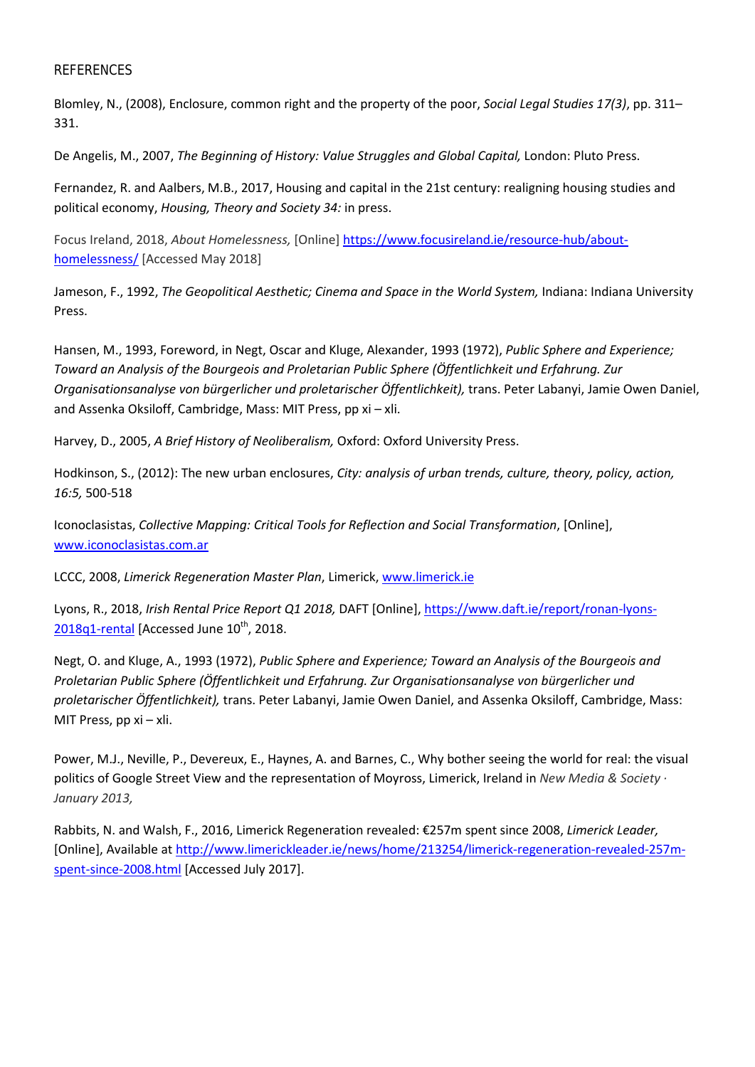## REFERENCES

Blomley, N., (2008), Enclosure, common right and the property of the poor, *Social Legal Studies 17(3)*, pp. 311–331.

De Angelis, M., 2007, *The Beginning of History: Value Struggles and Global Capital,* London: Pluto Press.

Fernandez, R. and Aalbers, M.B., 2017, Housing and capital in the 21st century: realigning housing studies and political economy, *Housing, Theory and Society 34:* in press.

Focus Ireland, 2018, *About Homelessness,* [Online] https://www.focusireland.ie/resource-hub/about-homelessness/ [Accessed May 2018]

Jameson, F., 1992, *The Geopolitical Aesthetic; Cinema and Space in the World System,* Indiana: Indiana University Press.

Hansen, M., 1993, Foreword, in Negt, Oscar and Kluge, Alexander, 1993 (1972), *Public Sphere and Experience; Toward an Analysis of the Bourgeois and Proletarian Public Sphere (Öffentlichkeit und Erfahrung. Zur Organisationsanalyse von bürgerlicher und proletarischer Öffentlichkeit),* trans. Peter Labanyi, Jamie Owen Daniel, and Assenka Oksiloff, Cambridge, Mass: MIT Press, pp xi – xli.

Harvey, D., 2005, *A Brief History of Neoliberalism,* Oxford: Oxford University Press.

Hodkinson, S., (2012): The new urban enclosures, *City: analysis of urban trends, culture, theory, policy, action, 16:5,* 500-518

Iconoclasistas, *Collective Mapping: Critical Tools for Reflection and Social Transformation*, [Online], www.iconoclasistas.com.ar

LCCC, 2008, *Limerick Regeneration Master Plan*, Limerick, www.limerick.ie

Lyons, R., 2018, *Irish Rental Price Report Q1 2018,* DAFT [Online], https://www.daft.ie/report/ronan-lyons-2018q1-rental [Accessed June 10th, 2018.

Negt, O. and Kluge, A., 1993 (1972), *Public Sphere and Experience; Toward an Analysis of the Bourgeois and Proletarian Public Sphere (Öffentlichkeit und Erfahrung. Zur Organisationsanalyse von bürgerlicher und proletarischer Öffentlichkeit),* trans. Peter Labanyi, Jamie Owen Daniel, and Assenka Oksiloff, Cambridge, Mass: MIT Press, pp xi – xli.

Power, M.J., Neville, P., Devereux, E., Haynes, A. and Barnes, C., Why bother seeing the world for real: the visual politics of Google Street View and the representation of Moyross, Limerick, Ireland in *New Media & Society · January 2013,*

Rabbits, N. and Walsh, F., 2016, Limerick Regeneration revealed: €257m spent since 2008, *Limerick Leader,* [Online], Available at http://www.limerickleader.ie/news/home/213254/limerick-regeneration-revealed-257m-spent-since-2008.html [Accessed July 2017].